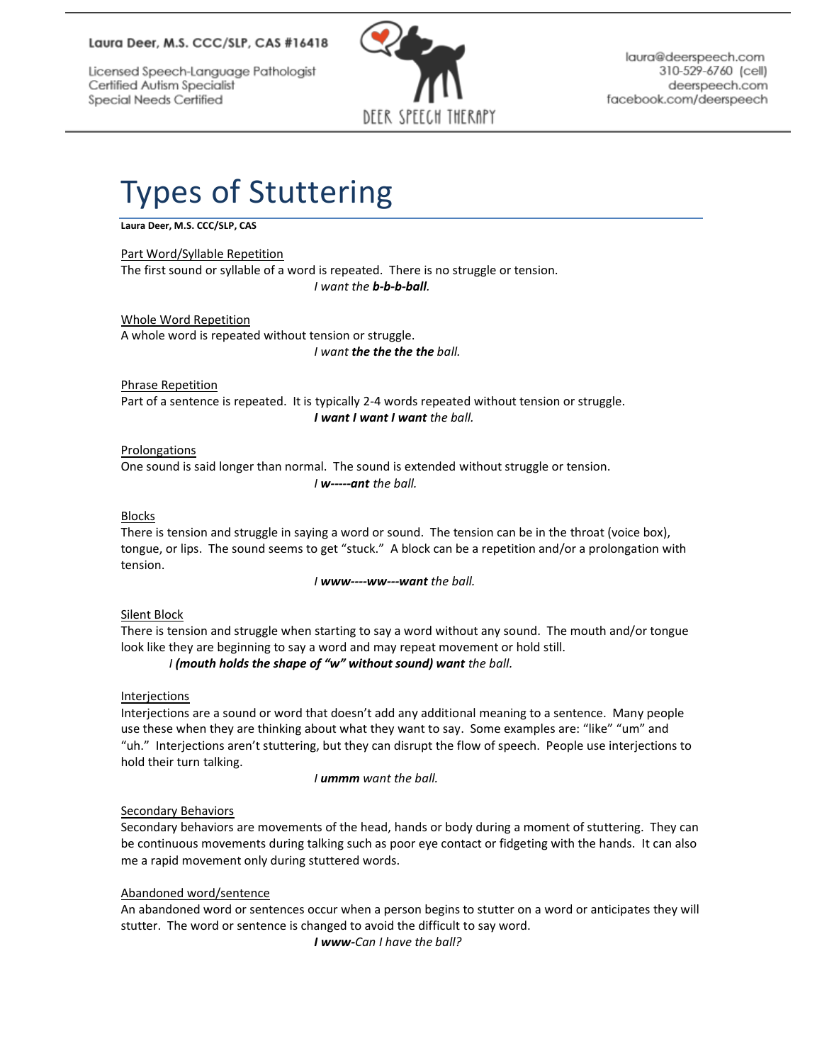Laura Deer, M.S. CCC/SLP, CAS #16418

Licensed Speech-Language Pathologist
Certified Autism Specialist
Special Needs Certified

DEER SPEECH THERAPY

laura@deerspeech.com
310-529-6760 (cell)
deerspeech.com
facebook.com/deerspeech

# Types of Stuttering

**Laura Deer, M.S. CCC/SLP, CAS**

Part Word/Syllable Repetition

The first sound or syllable of a word is repeated. There is no struggle or tension.

*I want the **b-b-b-ball**.*

Whole Word Repetition

A whole word is repeated without tension or struggle.

*I want **the the the the** ball.*

Phrase Repetition

Part of a sentence is repeated. It is typically 2-4 words repeated without tension or struggle.

***I want I want I want** the ball.*

Prolongations

One sound is said longer than normal. The sound is extended without struggle or tension.

*I **w-----ant** the ball.*

Blocks

There is tension and struggle in saying a word or sound. The tension can be in the throat (voice box), tongue, or lips. The sound seems to get "stuck." A block can be a repetition and/or a prolongation with tension.

*I **www----ww---want** the ball.*

Silent Block

There is tension and struggle when starting to say a word without any sound. The mouth and/or tongue look like they are beginning to say a word and may repeat movement or hold still.

*I **(mouth holds the shape of "w" without sound) want** the ball.*

Interjections

Interjections are a sound or word that doesn't add any additional meaning to a sentence. Many people use these when they are thinking about what they want to say. Some examples are: "like" "um" and "uh." Interjections aren't stuttering, but they can disrupt the flow of speech. People use interjections to hold their turn talking.

*I **ummm** want the ball.*

Secondary Behaviors

Secondary behaviors are movements of the head, hands or body during a moment of stuttering. They can be continuous movements during talking such as poor eye contact or fidgeting with the hands. It can also me a rapid movement only during stuttered words.

Abandoned word/sentence

An abandoned word or sentences occur when a person begins to stutter on a word or anticipates they will stutter. The word or sentence is changed to avoid the difficult to say word.

***I www-**Can I have the ball?*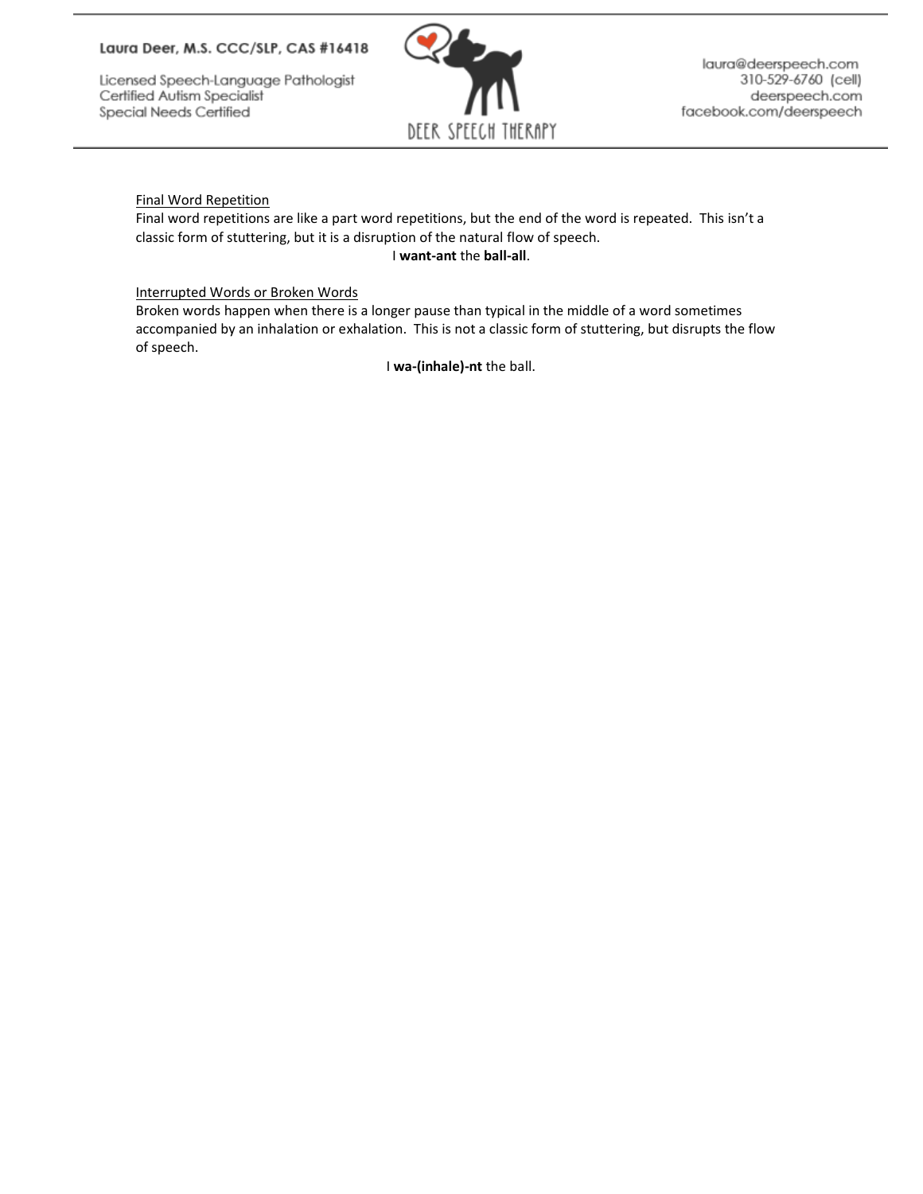### Final Word Repetition

Final word repetitions are like a part word repetitions, but the end of the word is repeated. This isn't a classic form of stuttering, but it is a disruption of the natural flow of speech.

I **want-ant** the **ball-all**.

### Interrupted Words or Broken Words

Broken words happen when there is a longer pause than typical in the middle of a word sometimes accompanied by an inhalation or exhalation. This is not a classic form of stuttering, but disrupts the flow of speech.

I **wa-(inhale)-nt** the ball.